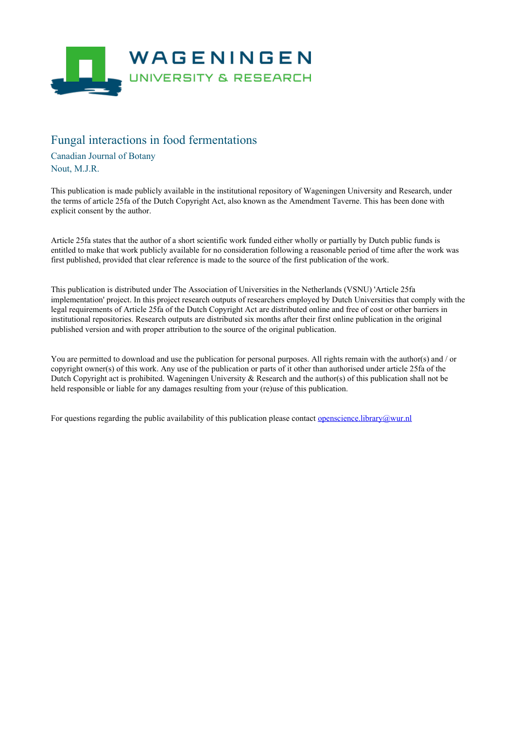# Fungal interactions in food fermentations

Canadian Journal of Botany
Nout, M.J.R.

This publication is made publicly available in the institutional repository of Wageningen University and Research, under the terms of article 25fa of the Dutch Copyright Act, also known as the Amendment Taverne. This has been done with explicit consent by the author.

Article 25fa states that the author of a short scientific work funded either wholly or partially by Dutch public funds is entitled to make that work publicly available for no consideration following a reasonable period of time after the work was first published, provided that clear reference is made to the source of the first publication of the work.

This publication is distributed under The Association of Universities in the Netherlands (VSNU) 'Article 25fa implementation' project. In this project research outputs of researchers employed by Dutch Universities that comply with the legal requirements of Article 25fa of the Dutch Copyright Act are distributed online and free of cost or other barriers in institutional repositories. Research outputs are distributed six months after their first online publication in the original published version and with proper attribution to the source of the original publication.

You are permitted to download and use the publication for personal purposes. All rights remain with the author(s) and / or copyright owner(s) of this work. Any use of the publication or parts of it other than authorised under article 25fa of the Dutch Copyright act is prohibited. Wageningen University & Research and the author(s) of this publication shall not be held responsible or liable for any damages resulting from your (re)use of this publication.

For questions regarding the public availability of this publication please contact openscience.library@wur.nl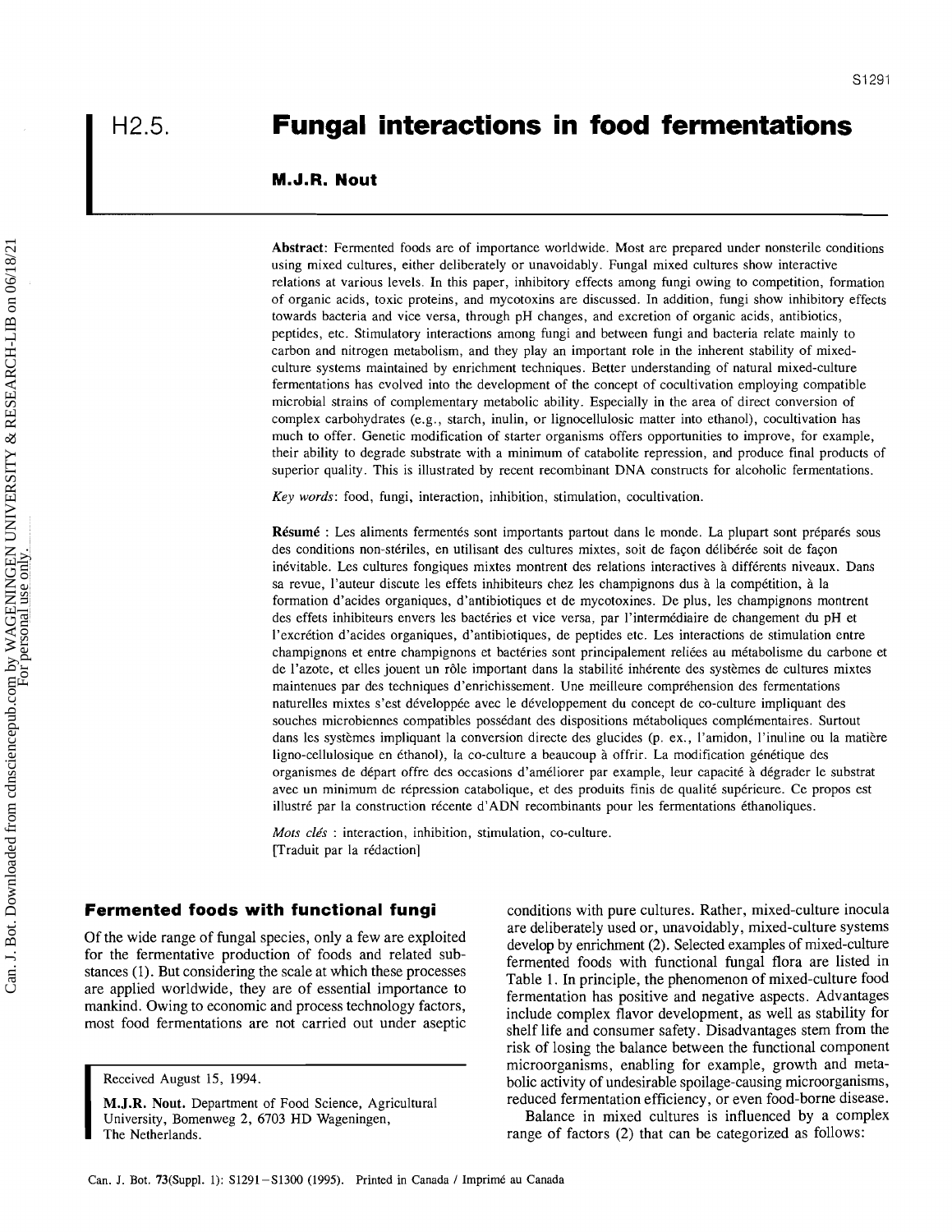# H2.5. Fungal interactions in food fermentations

**M.J.R. Nout**

**Abstract**: Fermented foods are of importance worldwide. Most are prepared under nonsterile conditions using mixed cultures, either deliberately or unavoidably. Fungal mixed cultures show interactive relations at various levels. In this paper, inhibitory effects among fungi owing to competition, formation of organic acids, toxic proteins, and mycotoxins are discussed. In addition, fungi show inhibitory effects towards bacteria and vice versa, through pH changes, and excretion of organic acids, antibiotics, peptides, etc. Stimulatory interactions among fungi and between fungi and bacteria relate mainly to carbon and nitrogen metabolism, and they play an important role in the inherent stability of mixed-culture systems maintained by enrichment techniques. Better understanding of natural mixed-culture fermentations has evolved into the development of the concept of cocultivation employing compatible microbial strains of complementary metabolic ability. Especially in the area of direct conversion of complex carbohydrates (e.g., starch, inulin, or lignocellulosic matter into ethanol), cocultivation has much to offer. Genetic modification of starter organisms offers opportunities to improve, for example, their ability to degrade substrate with a minimum of catabolite repression, and produce final products of superior quality. This is illustrated by recent recombinant DNA constructs for alcoholic fermentations.

*Key words*: food, fungi, interaction, inhibition, stimulation, cocultivation.

**Résumé** : Les aliments fermentés sont importants partout dans le monde. La plupart sont préparés sous des conditions non-stériles, en utilisant des cultures mixtes, soit de façon délibérée soit de façon inévitable. Les cultures fongiques mixtes montrent des relations interactives à différents niveaux. Dans sa revue, l'auteur discute les effets inhibiteurs chez les champignons dus à la compétition, à la formation d'acides organiques, d'antibiotiques et de mycotoxines. De plus, les champignons montrent des effets inhibiteurs envers les bactéries et vice versa, par l'intermédiaire de changement du pH et l'excrétion d'acides organiques, d'antibiotiques, de peptides etc. Les interactions de stimulation entre champignons et entre champignons et bactéries sont principalement reliées au métabolisme du carbone et de l'azote, et elles jouent un rôle important dans la stabilité inhérente des systèmes de cultures mixtes maintenues par des techniques d'enrichissement. Une meilleure compréhension des fermentations naturelles mixtes s'est développée avec le développement du concept de co-culture impliquant des souches microbiennes compatibles possédant des dispositions métaboliques complémentaires. Surtout dans les systèmes impliquant la conversion directe des glucides (p. ex., l'amidon, l'inuline ou la matière ligno-cellulosique en éthanol), la co-culture a beaucoup à offrir. La modification génétique des organismes de départ offre des occasions d'améliorer par exemple, leur capacité à dégrader le substrat avec un minimum de répression catabolique, et des produits finis de qualité supérieure. Ce propos est illustré par la construction récente d'ADN recombinants pour les fermentations éthanoliques.

*Mots clés* : interaction, inhibition, stimulation, co-culture.
[Traduit par la rédaction]

## Fermented foods with functional fungi

Of the wide range of fungal species, only a few are exploited for the fermentative production of foods and related substances (1). But considering the scale at which these processes are applied worldwide, they are of essential importance to mankind. Owing to economic and process technology factors, most food fermentations are not carried out under aseptic conditions with pure cultures. Rather, mixed-culture inocula are deliberately used or, unavoidably, mixed-culture systems develop by enrichment (2). Selected examples of mixed-culture fermented foods with functional fungal flora are listed in Table 1. In principle, the phenomenon of mixed-culture food fermentation has positive and negative aspects. Advantages include complex flavor development, as well as stability for shelf life and consumer safety. Disadvantages stem from the risk of losing the balance between the functional component microorganisms, enabling for example, growth and metabolic activity of undesirable spoilage-causing microorganisms, reduced fermentation efficiency, or even food-borne disease.

Balance in mixed cultures is influenced by a complex range of factors (2) that can be categorized as follows:

Received August 15, 1994.

**M.J.R. Nout.** Department of Food Science, Agricultural University, Bomenweg 2, 6703 HD Wageningen, The Netherlands.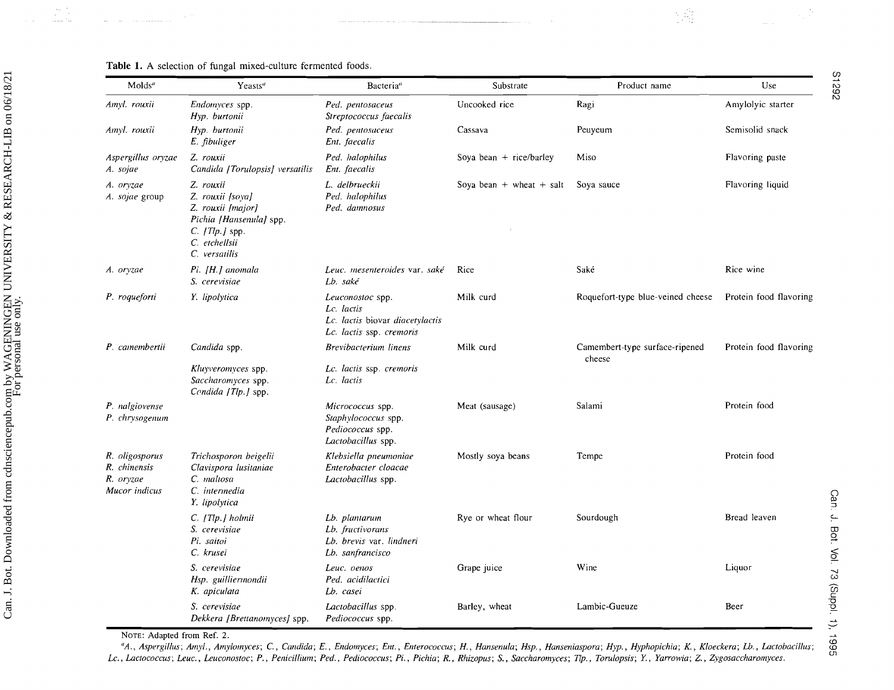**Table 1.** A selection of fungal mixed-culture fermented foods.

| Molds[a] | Yeasts[a] | Bacteria[a] | Substrate | Product name | Use |
|---|---|---|---|---|---|
| *Amyl. rouxii* | *Endomyces* spp.<br>*Hyp. burtonii* | *Ped. pentosaceus*<br>*Streptococcus faecalis* | Uncooked rice | Ragi | Amylolytic starter |
| *Amyl. rouxii* | *Hyp. burtonii*<br>*E. fibuliger* | *Ped. pentosaceus*<br>*Ent. faecalis* | Cassava | Peuyeum | Semisolid snack |
| *Aspergillus oryzae*<br>*A. sojae* | *Z. rouxii*<br>*Candida [Torulopsis] versatilis* | *Ped. halophilus*<br>*Ent. faecalis* | Soya bean + rice/barley | Miso | Flavoring paste |
| *A. oryzae*<br>*A. sojae* group | *Z. rouxii*<br>*Z. rouxii [soya]*<br>*Z. rouxii [major]*<br>*Pichia [Hansenula]* spp.<br>*C. [Tlp.]* spp.<br>*C. etchellsii*<br>*C. versatilis* | *L. delbrueckii*<br>*Ped. halophilus*<br>*Ped. damnosus* | Soya bean + wheat + salt | Soya sauce | Flavoring liquid |
| *A. oryzae* | *Pi. [H.] anomala*<br>*S. cerevisiae* | *Leuc. mesenteroides* var. *saké*<br>*Lb. saké* | Rice | Saké | Rice wine |
| *P. roqueforti* | *Y. lipolytica* | *Leuconostoc* spp.<br>*Lc. lactis*<br>*Lc. lactis* biovar *diacetylactis*<br>*Lc. lactis* ssp. *cremoris* | Milk curd | Roquefort-type blue-veined cheese | Protein food flavoring |
| *P. camembertii* | *Candida* spp.<br>*Kluyveromyces* spp.<br>*Saccharomyces* spp.<br>*Candida [Tlp.]* spp. | *Brevibacterium linens*<br>*Lc. lactis* ssp. *cremoris*<br>*Lc. lactis* | Milk curd | Camembert-type surface-ripened cheese | Protein food flavoring |
| *P. nalgiovense*<br>*P. chrysogenum* | | *Micrococcus* spp.<br>*Staphylococcus* spp.<br>*Pediococcus* spp.<br>*Lactobacillus* spp. | Meat (sausage) | Salami | Protein food |
| *R. oligosporus*<br>*R. chinensis*<br>*R. oryzae*<br>*Mucor indicus* | *Trichosporon beigelii*<br>*Clavispora lusitaniae*<br>*C. maltosa*<br>*C. intermedia*<br>*Y. lipolytica* | *Klebsiella pneumoniae*<br>*Enterobacter cloacae*<br>*Lactobacillus* spp. | Mostly soya beans | Tempe | Protein food |
| | *C. [Tlp.] holmii*<br>*S. cerevisiae*<br>*Pi. saitoi*<br>*C. krusei* | *Lb. plantarum*<br>*Lb. fructivorans*<br>*Lb. brevis* var. *lindneri*<br>*Lb. sanfrancisco* | Rye or wheat flour | Sourdough | Bread leaven |
| | *S. cerevisiae*<br>*Hsp. guilliermondii*<br>*K. apiculata* | *Leuc. oenos*<br>*Ped. acidilactici*<br>*Lb. casei* | Grape juice | Wine | Liquor |
| | *S. cerevisiae*<br>*Dekkera [Brettanomyces]* spp. | *Lactobacillus* spp.<br>*Pediococcus* spp. | Barley, wheat | Lambic-Gueuze | Beer |

NOTE: Adapted from Ref. 2.

[a] *A.*, *Aspergillus*; *Amyl.*, *Amylomyces*; *C.*, *Candida*; *E.*, *Endomyces*; *Ent.*, *Enterococcus*; *H.*, *Hansenula*; *Hsp.*, *Hanseniaspora*; *Hyp.*, *Hyphopichia*; *K.*, *Kloeckera*; *Lb.*, *Lactobacillus*; *Lc.*, *Lactococcus*; *Leuc.*, *Leuconostoc*; *P.*, *Penicillium*; *Ped.*, *Pediococcus*; *Pi.*, *Pichia*; *R.*, *Rhizopus*; *S.*, *Saccharomyces*; *Tlp.*, *Torulopsis*; *Y.*, *Yarrowia*; *Z.*, *Zygosaccharomyces*.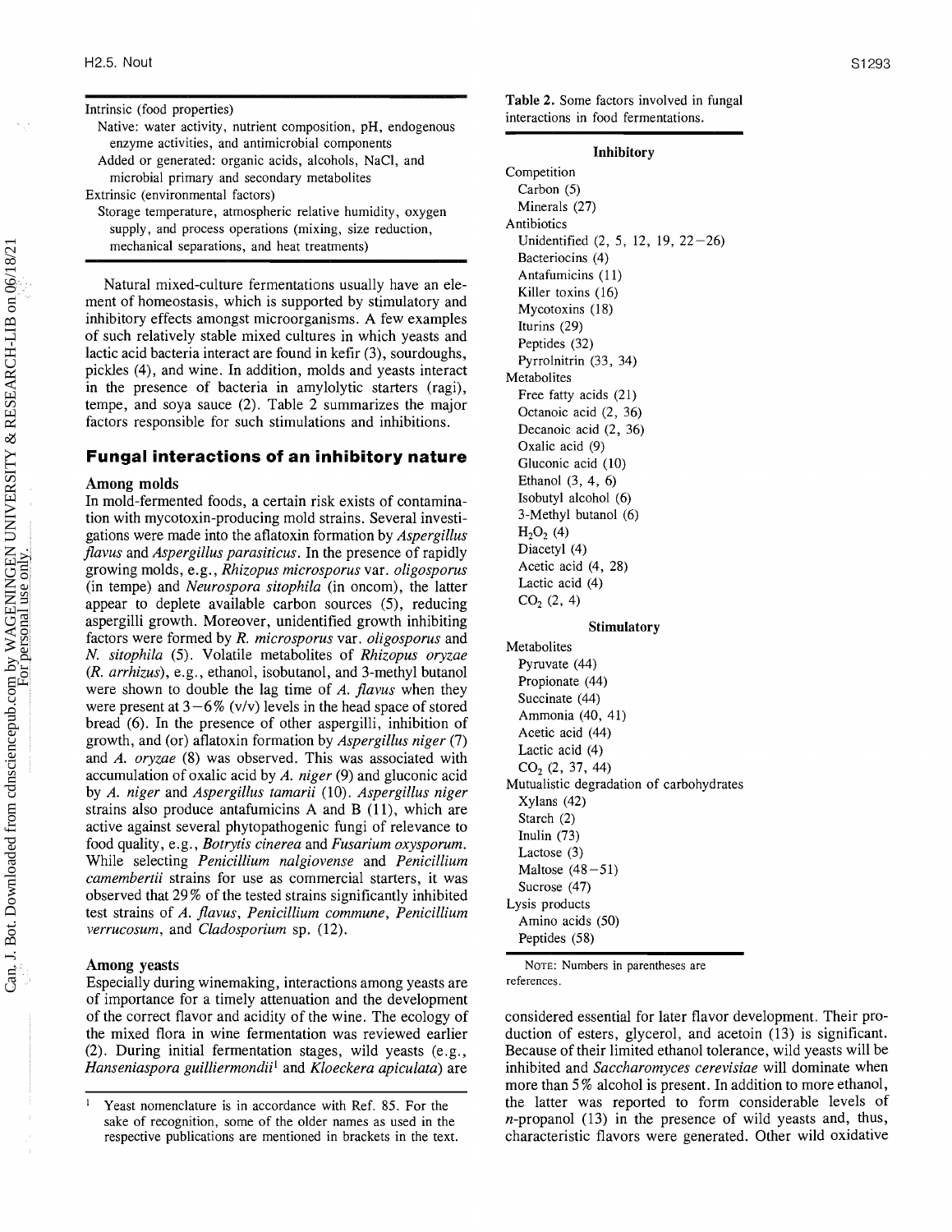Intrinsic (food properties)
- Native: water activity, nutrient composition, pH, endogenous enzyme activities, and antimicrobial components
- Added or generated: organic acids, alcohols, NaCl, and microbial primary and secondary metabolites

Extrinsic (environmental factors)
- Storage temperature, atmospheric relative humidity, oxygen supply, and process operations (mixing, size reduction, mechanical separations, and heat treatments)

Natural mixed-culture fermentations usually have an element of homeostasis, which is supported by stimulatory and inhibitory effects amongst microorganisms. A few examples of such relatively stable mixed cultures in which yeasts and lactic acid bacteria interact are found in kefir (3), sourdoughs, pickles (4), and wine. In addition, molds and yeasts interact in the presence of bacteria in amylolytic starters (ragi), tempe, and soya sauce (2). Table 2 summarizes the major factors responsible for such stimulations and inhibitions.

## Fungal interactions of an inhibitory nature

### Among molds

In mold-fermented foods, a certain risk exists of contamination with mycotoxin-producing mold strains. Several investigations were made into the aflatoxin formation by *Aspergillus flavus* and *Aspergillus parasiticus*. In the presence of rapidly growing molds, e.g., *Rhizopus microsporus* var. *oligosporus* (in tempe) and *Neurospora sitophila* (in oncom), the latter appear to deplete available carbon sources (5), reducing aspergilli growth. Moreover, unidentified growth inhibiting factors were formed by *R. microsporus* var. *oligosporus* and *N. sitophila* (5). Volatile metabolites of *Rhizopus oryzae* (*R. arrhizus*), e.g., ethanol, isobutanol, and 3-methyl butanol were shown to double the lag time of *A. flavus* when they were present at 3–6% (v/v) levels in the head space of stored bread (6). In the presence of other aspergilli, inhibition of growth, and (or) aflatoxin formation by *Aspergillus niger* (7) and *A. oryzae* (8) was observed. This was associated with accumulation of oxalic acid by *A. niger* (9) and gluconic acid by *A. niger* and *Aspergillus tamarii* (10). *Aspergillus niger* strains also produce antafumicins A and B (11), which are active against several phytopathogenic fungi of relevance to food quality, e.g., *Botrytis cinerea* and *Fusarium oxysporum*. While selecting *Penicillium nalgiovense* and *Penicillium camembertii* strains for use as commercial starters, it was observed that 29% of the tested strains significantly inhibited test strains of *A. flavus*, *Penicillium commune*, *Penicillium verrucosum*, and *Cladosporium* sp. (12).

### Among yeasts

Especially during winemaking, interactions among yeasts are of importance for a timely attenuation and the development of the correct flavor and acidity of the wine. The ecology of the mixed flora in wine fermentation was reviewed earlier (2). During initial fermentation stages, wild yeasts (e.g., *Hanseniaspora guilliermondii*[1] and *Kloeckera apiculata*) are considered essential for later flavor development. Their production of esters, glycerol, and acetoin (13) is significant. Because of their limited ethanol tolerance, wild yeasts will be inhibited and *Saccharomyces cerevisiae* will dominate when more than 5% alcohol is present. In addition to more ethanol, the latter was reported to form considerable levels of *n*-propanol (13) in the presence of wild yeasts and, thus, characteristic flavors were generated. Other wild oxidative

[1] Yeast nomenclature is in accordance with Ref. 85. For the sake of recognition, some of the older names as used in the respective publications are mentioned in brackets in the text.

**Table 2.** Some factors involved in fungal interactions in food fermentations.

| Factor |
|---|
| **Inhibitory** |
| Competition |
| Carbon (5) |
| Minerals (27) |
| Antibiotics |
| Unidentified (2, 5, 12, 19, 22–26) |
| Bacteriocins (4) |
| Antafumicins (11) |
| Killer toxins (16) |
| Mycotoxins (18) |
| Iturins (29) |
| Peptides (32) |
| Pyrrolnitrin (33, 34) |
| Metabolites |
| Free fatty acids (21) |
| Octanoic acid (2, 36) |
| Decanoic acid (2, 36) |
| Oxalic acid (9) |
| Gluconic acid (10) |
| Ethanol (3, 4, 6) |
| Isobutyl alcohol (6) |
| 3-Methyl butanol (6) |
| $H_2O_2$ (4) |
| Diacetyl (4) |
| Acetic acid (4, 28) |
| Lactic acid (4) |
| $CO_2$ (2, 4) |
| **Stimulatory** |
| Metabolites |
| Pyruvate (44) |
| Propionate (44) |
| Succinate (44) |
| Ammonia (40, 41) |
| Acetic acid (44) |
| Lactic acid (4) |
| $CO_2$ (2, 37, 44) |
| Mutualistic degradation of carbohydrates |
| Xylans (42) |
| Starch (2) |
| Inulin (73) |
| Lactose (3) |
| Maltose (48–51) |
| Sucrose (47) |
| Lysis products |
| Amino acids (50) |
| Peptides (58) |

NOTE: Numbers in parentheses are references.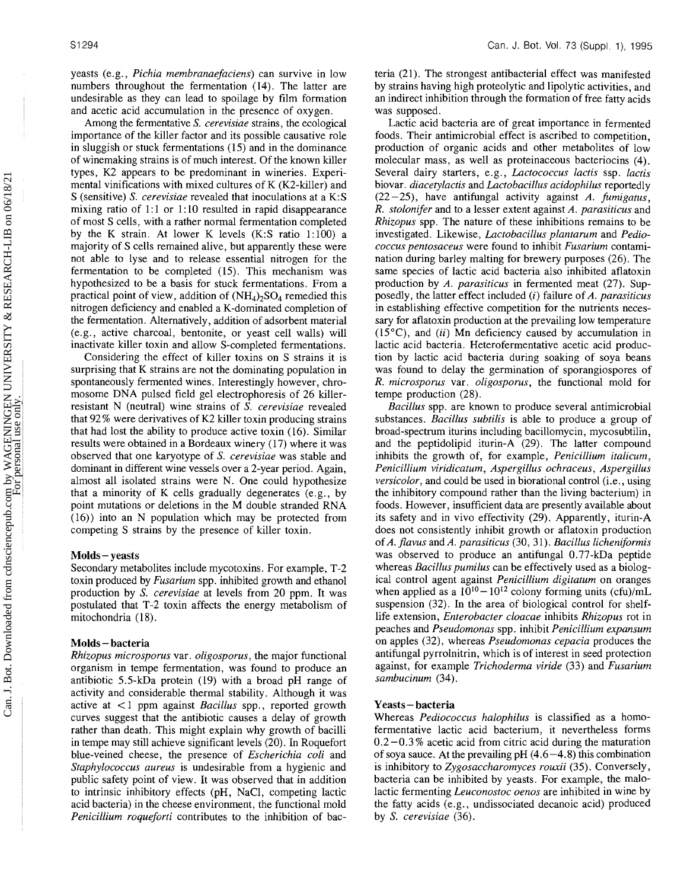yeasts (e.g., *Pichia membranaefaciens*) can survive in low numbers throughout the fermentation (14). The latter are undesirable as they can lead to spoilage by film formation and acetic acid accumulation in the presence of oxygen.

Among the fermentative *S. cerevisiae* strains, the ecological importance of the killer factor and its possible causative role in sluggish or stuck fermentations (15) and in the dominance of winemaking strains is of much interest. Of the known killer types, K2 appears to be predominant in wineries. Experimental vinifications with mixed cultures of K (K2-killer) and S (sensitive) *S. cerevisiae* revealed that inoculations at a K:S mixing ratio of 1:1 or 1:10 resulted in rapid disappearance of most S cells, with a rather normal fermentation completed by the K strain. At lower K levels (K:S ratio 1:100) a majority of S cells remained alive, but apparently these were not able to lyse and to release essential nitrogen for the fermentation to be completed (15). This mechanism was hypothesized to be a basis for stuck fermentations. From a practical point of view, addition of $(NH_4)_2SO_4$ remedied this nitrogen deficiency and enabled a K-dominated completion of the fermentation. Alternatively, addition of adsorbent material (e.g., active charcoal, bentonite, or yeast cell walls) will inactivate killer toxin and allow S-completed fermentations.

Considering the effect of killer toxins on S strains it is surprising that K strains are not the dominating population in spontaneously fermented wines. Interestingly however, chromosome DNA pulsed field gel electrophoresis of 26 killer-resistant N (neutral) wine strains of *S. cerevisiae* revealed that 92% were derivatives of K2 killer toxin producing strains that had lost the ability to produce active toxin (16). Similar results were obtained in a Bordeaux winery (17) where it was observed that one karyotype of *S. cerevisiae* was stable and dominant in different wine vessels over a 2-year period. Again, almost all isolated strains were N. One could hypothesize that a minority of K cells gradually degenerates (e.g., by point mutations or deletions in the M double stranded RNA (16)) into an N population which may be protected from competing S strains by the presence of killer toxin.

## Molds – yeasts

Secondary metabolites include mycotoxins. For example, T-2 toxin produced by *Fusarium* spp. inhibited growth and ethanol production by *S. cerevisiae* at levels from 20 ppm. It was postulated that T-2 toxin affects the energy metabolism of mitochondria (18).

## Molds – bacteria

*Rhizopus microsporus* var. *oligosporus*, the major functional organism in tempe fermentation, was found to produce an antibiotic 5.5-kDa protein (19) with a broad pH range of activity and considerable thermal stability. Although it was active at <1 ppm against *Bacillus* spp., reported growth curves suggest that the antibiotic causes a delay of growth rather than death. This might explain why growth of bacilli in tempe may still achieve significant levels (20). In Roquefort blue-veined cheese, the presence of *Escherichia coli* and *Staphylococcus aureus* is undesirable from a hygienic and public safety point of view. It was observed that in addition to intrinsic inhibitory effects (pH, NaCl, competing lactic acid bacteria) in the cheese environment, the functional mold *Penicillium roqueforti* contributes to the inhibition of bacteria (21). The strongest antibacterial effect was manifested by strains having high proteolytic and lipolytic activities, and an indirect inhibition through the formation of free fatty acids was supposed.

Lactic acid bacteria are of great importance in fermented foods. Their antimicrobial effect is ascribed to competition, production of organic acids and other metabolites of low molecular mass, as well as proteinaceous bacteriocins (4). Several dairy starters, e.g., *Lactococcus lactis* ssp. *lactis* biovar. *diacetylactis* and *Lactobacillus acidophilus* reportedly (22–25), have antifungal activity against *A. fumigatus*, *R. stolonifer* and to a lesser extent against *A. parasiticus* and *Rhizopus* spp. The nature of these inhibitions remains to be investigated. Likewise, *Lactobacillus plantarum* and *Pediococcus pentosaceus* were found to inhibit *Fusarium* contamination during barley malting for brewery purposes (26). The same species of lactic acid bacteria also inhibited aflatoxin production by *A. parasiticus* in fermented meat (27). Supposedly, the latter effect included (*i*) failure of *A. parasiticus* in establishing effective competition for the nutrients necessary for aflatoxin production at the prevailing low temperature (15°C), and (*ii*) Mn deficiency caused by accumulation in lactic acid bacteria. Heterofermentative acetic acid production by lactic acid bacteria during soaking of soya beans was found to delay the germination of sporangiospores of *R. microsporus* var. *oligosporus*, the functional mold for tempe production (28).

*Bacillus* spp. are known to produce several antimicrobial substances. *Bacillus subtilis* is able to produce a group of broad-spectrum iturins including bacillomycin, mycosubtilin, and the peptidolipid iturin-A (29). The latter compound inhibits the growth of, for example, *Penicillium italicum*, *Penicillium viridicatum*, *Aspergillus ochraceus*, *Aspergillus versicolor*, and could be used in biorational control (i.e., using the inhibitory compound rather than the living bacterium) in foods. However, insufficient data are presently available about its safety and in vivo effectivity (29). Apparently, iturin-A does not consistently inhibit growth or aflatoxin production of *A. flavus* and *A. parasiticus* (30, 31). *Bacillus licheniformis* was observed to produce an antifungal 0.77-kDa peptide whereas *Bacillus pumilus* can be effectively used as a biological control agent against *Penicillium digitatum* on oranges when applied as a $10^{10}-10^{12}$ colony forming units (cfu)/mL suspension (32). In the area of biological control for shelf-life extension, *Enterobacter cloacae* inhibits *Rhizopus* rot in peaches and *Pseudomonas* spp. inhibit *Penicillium expansum* on apples (32), whereas *Pseudomonas cepacia* produces the antifungal pyrrolnitrin, which is of interest in seed protection against, for example *Trichoderma viride* (33) and *Fusarium sambucinum* (34).

## Yeasts – bacteria

Whereas *Pediococcus halophilus* is classified as a homofermentative lactic acid bacterium, it nevertheless forms 0.2–0.3% acetic acid from citric acid during the maturation of soya sauce. At the prevailing pH (4.6–4.8) this combination is inhibitory to *Zygosaccharomyces rouxii* (35). Conversely, bacteria can be inhibited by yeasts. For example, the malolactic fermenting *Leuconostoc oenos* are inhibited in wine by the fatty acids (e.g., undissociated decanoic acid) produced by *S. cerevisiae* (36).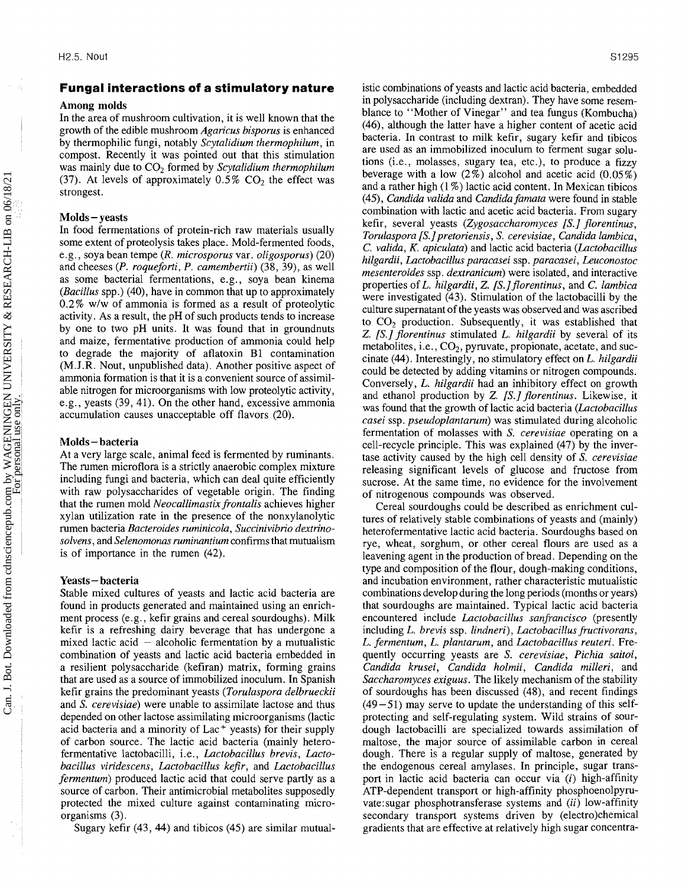## Fungal interactions of a stimulatory nature

### Among molds

In the area of mushroom cultivation, it is well known that the growth of the edible mushroom *Agaricus bisporus* is enhanced by thermophilic fungi, notably *Scytalidium thermophilum*, in compost. Recently it was pointed out that this stimulation was mainly due to $CO_2$ formed by *Scytalidium thermophilum* (37). At levels of approximately 0.5% $CO_2$ the effect was strongest.

### Molds – yeasts

In food fermentations of protein-rich raw materials usually some extent of proteolysis takes place. Mold-fermented foods, e.g., soya bean tempe (*R. microsporus* var. *oligosporus*) (20) and cheeses (*P. roqueforti*, *P. camembertii*) (38, 39), as well as some bacterial fermentations, e.g., soya bean kinema (*Bacillus* spp.) (40), have in common that up to approximately 0.2% w/w of ammonia is formed as a result of proteolytic activity. As a result, the pH of such products tends to increase by one to two pH units. It was found that in groundnuts and maize, fermentative production of ammonia could help to degrade the majority of aflatoxin B1 contamination (M.J.R. Nout, unpublished data). Another positive aspect of ammonia formation is that it is a convenient source of assimilable nitrogen for microorganisms with low proteolytic activity, e.g., yeasts (39, 41). On the other hand, excessive ammonia accumulation causes unacceptable off flavors (20).

### Molds – bacteria

At a very large scale, animal feed is fermented by ruminants. The rumen microflora is a strictly anaerobic complex mixture including fungi and bacteria, which can deal quite efficiently with raw polysaccharides of vegetable origin. The finding that the rumen mold *Neocallimastix frontalis* achieves higher xylan utilization rate in the presence of the nonxylanolytic rumen bacteria *Bacteroides ruminicola*, *Succinivibrio dextrinosolvens*, and *Selenomonas ruminantium* confirms that mutualism is of importance in the rumen (42).

### Yeasts – bacteria

Stable mixed cultures of yeasts and lactic acid bacteria are found in products generated and maintained using an enrichment process (e.g., kefir grains and cereal sourdoughs). Milk kefir is a refreshing dairy beverage that has undergone a mixed lactic acid – alcoholic fermentation by a mutualistic combination of yeasts and lactic acid bacteria embedded in a resilient polysaccharide (kefiran) matrix, forming grains that are used as a source of immobilized inoculum. In Spanish kefir grains the predominant yeasts (*Torulaspora delbrueckii* and *S. cerevisiae*) were unable to assimilate lactose and thus depended on other lactose assimilating microorganisms (lactic acid bacteria and a minority of $Lac^+$ yeasts) for their supply of carbon source. The lactic acid bacteria (mainly heterofermentative lactobacilli, i.e., *Lactobacillus brevis*, *Lactobacillus viridescens*, *Lactobacillus kefir*, and *Lactobacillus fermentum*) produced lactic acid that could serve partly as a source of carbon. Their antimicrobial metabolites supposedly protected the mixed culture against contaminating microorganisms (3).

Sugary kefir (43, 44) and tibicos (45) are similar mutualistic combinations of yeasts and lactic acid bacteria, embedded in polysaccharide (including dextran). They have some resemblance to "Mother of Vinegar" and tea fungus (Kombucha) (46), although the latter have a higher content of acetic acid bacteria. In contrast to milk kefir, sugary kefir and tibicos are used as an immobilized inoculum to ferment sugar solutions (i.e., molasses, sugary tea, etc.), to produce a fizzy beverage with a low (2%) alcohol and acetic acid (0.05%) and a rather high (1%) lactic acid content. In Mexican tibicos (45), *Candida valida* and *Candida famata* were found in stable combination with lactic and acetic acid bacteria. From sugary kefir, several yeasts (*Zygosaccharomyces [S.] florentinus*, *Torulaspora [S.] pretoriensis*, *S. cerevisiae*, *Candida lambica*, *C. valida*, *K. apiculata*) and lactic acid bacteria (*Lactobacillus hilgardii*, *Lactobacillus paracasei* ssp. *paracasei*, *Leuconostoc mesenteroides* ssp. *dextranicum*) were isolated, and interactive properties of *L. hilgardii*, *Z. [S.] florentinus*, and *C. lambica* were investigated (43). Stimulation of the lactobacilli by the culture supernatant of the yeasts was observed and was ascribed to $CO_2$ production. Subsequently, it was established that *Z. [S.] florentinus* stimulated *L. hilgardii* by several of its metabolites, i.e., $CO_2$, pyruvate, propionate, acetate, and succinate (44). Interestingly, no stimulatory effect on *L. hilgardii* could be detected by adding vitamins or nitrogen compounds. Conversely, *L. hilgardii* had an inhibitory effect on growth and ethanol production by *Z. [S.] florentinus*. Likewise, it was found that the growth of lactic acid bacteria (*Lactobacillus casei* ssp. *pseudoplantarum*) was stimulated during alcoholic fermentation of molasses with *S. cerevisiae* operating on a cell-recycle principle. This was explained (47) by the invertase activity caused by the high cell density of *S. cerevisiae* releasing significant levels of glucose and fructose from sucrose. At the same time, no evidence for the involvement of nitrogenous compounds was observed.

Cereal sourdoughs could be described as enrichment cultures of relatively stable combinations of yeasts and (mainly) heterofermentative lactic acid bacteria. Sourdoughs based on rye, wheat, sorghum, or other cereal flours are used as a leavening agent in the production of bread. Depending on the type and composition of the flour, dough-making conditions, and incubation environment, rather characteristic mutualistic combinations develop during the long periods (months or years) that sourdoughs are maintained. Typical lactic acid bacteria encountered include *Lactobacillus sanfrancisco* (presently including *L. brevis* ssp. *lindneri*), *Lactobacillus fructivorans*, *L. fermentum*, *L. plantarum*, and *Lactobacillus reuteri*. Frequently occurring yeasts are *S. cerevisiae*, *Pichia saitoi*, *Candida krusei*, *Candida holmii*, *Candida milleri*, and *Saccharomyces exiguus*. The likely mechanism of the stability of sourdoughs has been discussed (48), and recent findings (49 – 51) may serve to update the understanding of this self-protecting and self-regulating system. Wild strains of sourdough lactobacilli are specialized towards assimilation of maltose, the major source of assimilable carbon in cereal dough. There is a regular supply of maltose, generated by the endogenous cereal amylases. In principle, sugar transport in lactic acid bacteria can occur via (*i*) high-affinity ATP-dependent transport or high-affinity phosphoenolpyruvate:sugar phosphotransferase systems and (*ii*) low-affinity secondary transport systems driven by (electro)chemical gradients that are effective at relatively high sugar concentra-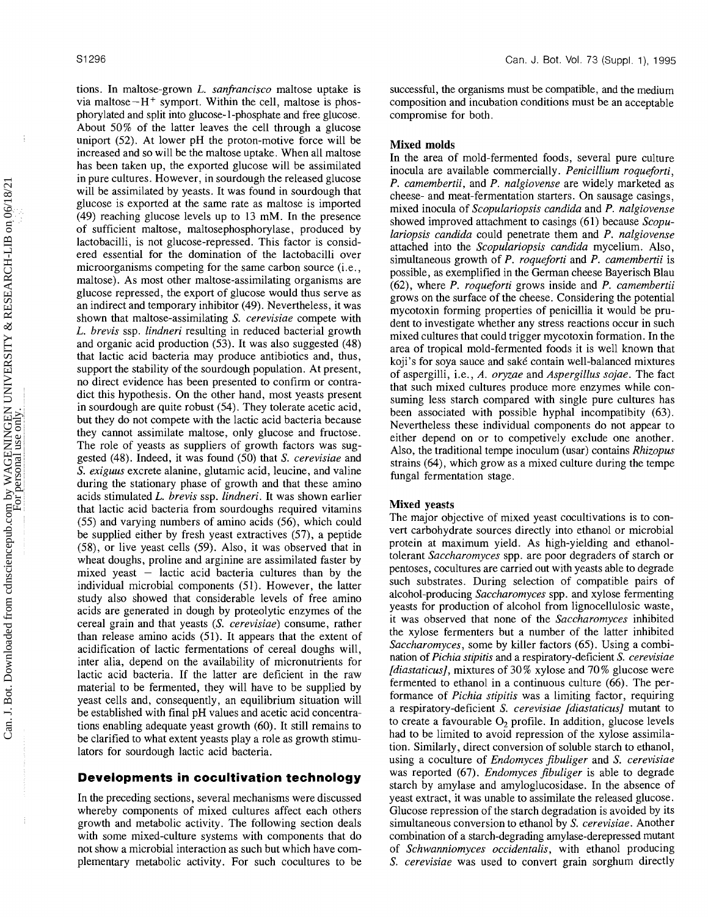tions. In maltose-grown *L. sanfrancisco* maltose uptake is via maltose$-H^+$ symport. Within the cell, maltose is phosphorylated and split into glucose-1-phosphate and free glucose. About 50% of the latter leaves the cell through a glucose uniport (52). At lower pH the proton-motive force will be increased and so will be the maltose uptake. When all maltose has been taken up, the exported glucose will be assimilated in pure cultures. However, in sourdough the released glucose will be assimilated by yeasts. It was found in sourdough that glucose is exported at the same rate as maltose is imported (49) reaching glucose levels up to 13 mM. In the presence of sufficient maltose, maltosephosphorylase, produced by lactobacilli, is not glucose-repressed. This factor is considered essential for the domination of the lactobacilli over microorganisms competing for the same carbon source (i.e., maltose). As most other maltose-assimilating organisms are glucose repressed, the export of glucose would thus serve as an indirect and temporary inhibitor (49). Nevertheless, it was shown that maltose-assimilating *S. cerevisiae* compete with *L. brevis* ssp. *lindneri* resulting in reduced bacterial growth and organic acid production (53). It was also suggested (48) that lactic acid bacteria may produce antibiotics and, thus, support the stability of the sourdough population. At present, no direct evidence has been presented to confirm or contradict this hypothesis. On the other hand, most yeasts present in sourdough are quite robust (54). They tolerate acetic acid, but they do not compete with the lactic acid bacteria because they cannot assimilate maltose, only glucose and fructose. The role of yeasts as suppliers of growth factors was suggested (48). Indeed, it was found (50) that *S. cerevisiae* and *S. exiguus* excrete alanine, glutamic acid, leucine, and valine during the stationary phase of growth and that these amino acids stimulated *L. brevis* ssp. *lindneri*. It was shown earlier that lactic acid bacteria from sourdoughs required vitamins (55) and varying numbers of amino acids (56), which could be supplied either by fresh yeast extractives (57), a peptide (58), or live yeast cells (59). Also, it was observed that in wheat doughs, proline and arginine are assimilated faster by mixed yeast – lactic acid bacteria cultures than by the individual microbial components (51). However, the latter study also showed that considerable levels of free amino acids are generated in dough by proteolytic enzymes of the cereal grain and that yeasts (*S. cerevisiae*) consume, rather than release amino acids (51). It appears that the extent of acidification of lactic fermentations of cereal doughs will, inter alia, depend on the availability of micronutrients for lactic acid bacteria. If the latter are deficient in the raw material to be fermented, they will have to be supplied by yeast cells and, consequently, an equilibrium situation will be established with final pH values and acetic acid concentrations enabling adequate yeast growth (60). It still remains to be clarified to what extent yeasts play a role as growth stimulators for sourdough lactic acid bacteria.

## Developments in cocultivation technology

In the preceding sections, several mechanisms were discussed whereby components of mixed cultures affect each others growth and metabolic activity. The following section deals with some mixed-culture systems with components that do not show a microbial interaction as such but which have complementary metabolic activity. For such cocultures to be successful, the organisms must be compatible, and the medium composition and incubation conditions must be an acceptable compromise for both.

### Mixed molds

In the area of mold-fermented foods, several pure culture inocula are available commercially. *Penicillium roqueforti*, *P. camembertii*, and *P. nalgiovense* are widely marketed as cheese- and meat-fermentation starters. On sausage casings, mixed inocula of *Scopulariopsis candida* and *P. nalgiovense* showed improved attachment to casings (61) because *Scopulariopsis candida* could penetrate them and *P. nalgiovense* attached into the *Scopulariopsis candida* mycelium. Also, simultaneous growth of *P. roqueforti* and *P. camembertii* is possible, as exemplified in the German cheese Bayerisch Blau (62), where *P. roqueforti* grows inside and *P. camembertii* grows on the surface of the cheese. Considering the potential mycotoxin forming properties of penicillia it would be prudent to investigate whether any stress reactions occur in such mixed cultures that could trigger mycotoxin formation. In the area of tropical mold-fermented foods it is well known that koji's for soya sauce and saké contain well-balanced mixtures of aspergilli, i.e., *A. oryzae* and *Aspergillus sojae*. The fact that such mixed cultures produce more enzymes while consuming less starch compared with single pure cultures has been associated with possible hyphal incompatibity (63). Nevertheless these individual components do not appear to either depend on or to competively exclude one another. Also, the traditional tempe inoculum (usar) contains *Rhizopus* strains (64), which grow as a mixed culture during the tempe fungal fermentation stage.

### Mixed yeasts

The major objective of mixed yeast cocultivations is to convert carbohydrate sources directly into ethanol or microbial protein at maximum yield. As high-yielding and ethanol-tolerant *Saccharomyces* spp. are poor degraders of starch or pentoses, cocultures are carried out with yeasts able to degrade such substrates. During selection of compatible pairs of alcohol-producing *Saccharomyces* spp. and xylose fermenting yeasts for production of alcohol from lignocellulosic waste, it was observed that none of the *Saccharomyces* inhibited the xylose fermenters but a number of the latter inhibited *Saccharomyces*, some by killer factors (65). Using a combination of *Pichia stipitis* and a respiratory-deficient *S. cerevisiae [diastaticus]*, mixtures of 30% xylose and 70% glucose were fermented to ethanol in a continuous culture (66). The performance of *Pichia stipitis* was a limiting factor, requiring a respiratory-deficient *S. cerevisiae [diastaticus]* mutant to to create a favourable $O_2$ profile. In addition, glucose levels had to be limited to avoid repression of the xylose assimilation. Similarly, direct conversion of soluble starch to ethanol, using a coculture of *Endomyces fibuliger* and *S. cerevisiae* was reported (67). *Endomyces fibuliger* is able to degrade starch by amylase and amyloglucosidase. In the absence of yeast extract, it was unable to assimilate the released glucose. Glucose repression of the starch degradation is avoided by its simultaneous conversion to ethanol by *S. cerevisiae*. Another combination of a starch-degrading amylase-derepressed mutant of *Schwanniomyces occidentalis*, with ethanol producing *S. cerevisiae* was used to convert grain sorghum directly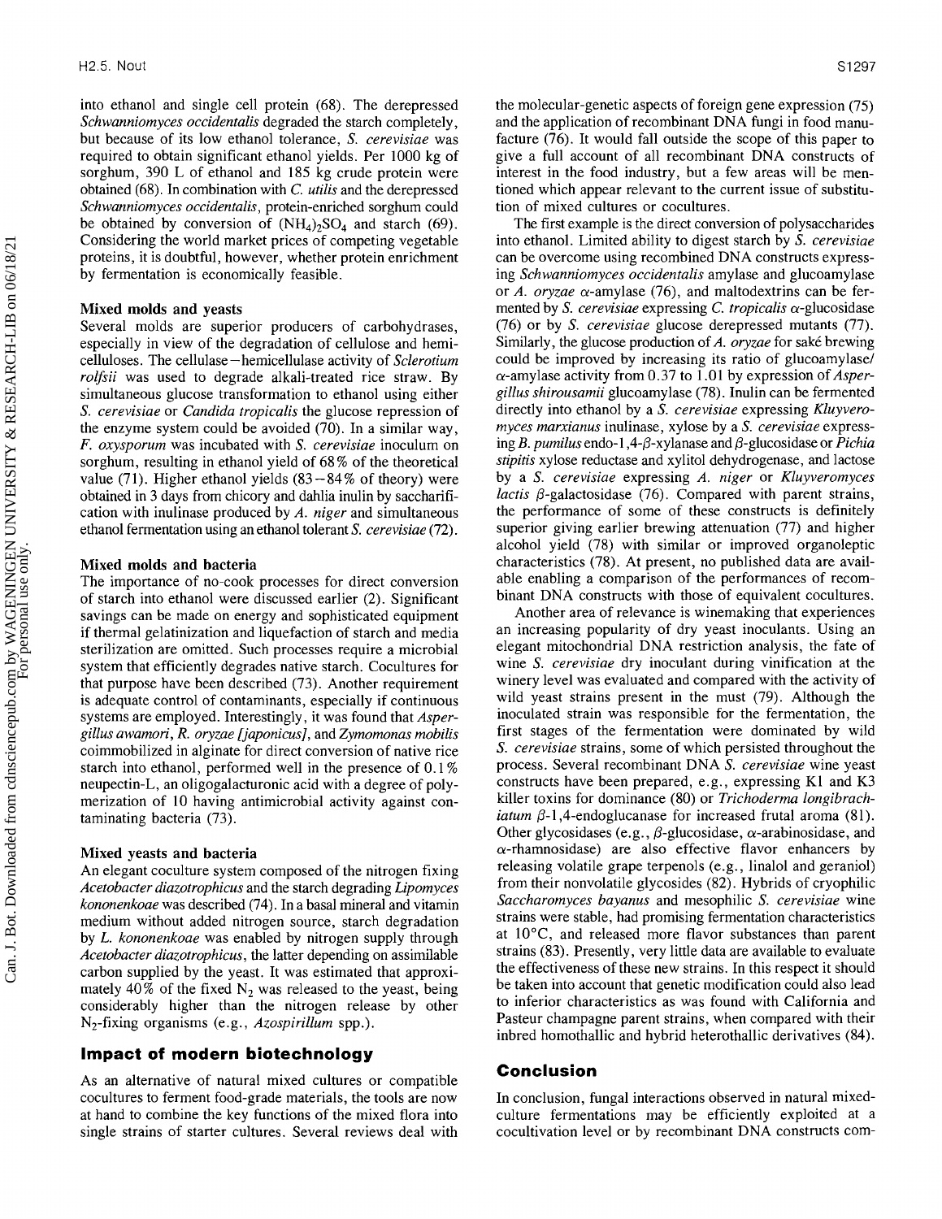into ethanol and single cell protein (68). The derepressed *Schwanniomyces occidentalis* degraded the starch completely, but because of its low ethanol tolerance, *S. cerevisiae* was required to obtain significant ethanol yields. Per 1000 kg of sorghum, 390 L of ethanol and 185 kg crude protein were obtained (68). In combination with *C. utilis* and the derepressed *Schwanniomyces occidentalis*, protein-enriched sorghum could be obtained by conversion of $(NH_4)_2SO_4$ and starch (69). Considering the world market prices of competing vegetable proteins, it is doubtful, however, whether protein enrichment by fermentation is economically feasible.

### Mixed molds and yeasts

Several molds are superior producers of carbohydrases, especially in view of the degradation of cellulose and hemicelluloses. The cellulase–hemicellulase activity of *Sclerotium rolfsii* was used to degrade alkali-treated rice straw. By simultaneous glucose transformation to ethanol using either *S. cerevisiae* or *Candida tropicalis* the glucose repression of the enzyme system could be avoided (70). In a similar way, *F. oxysporum* was incubated with *S. cerevisiae* inoculum on sorghum, resulting in ethanol yield of 68% of the theoretical value (71). Higher ethanol yields (83–84% of theory) were obtained in 3 days from chicory and dahlia inulin by saccharification with inulinase produced by *A. niger* and simultaneous ethanol fermentation using an ethanol tolerant *S. cerevisiae* (72).

### Mixed molds and bacteria

The importance of no-cook processes for direct conversion of starch into ethanol were discussed earlier (2). Significant savings can be made on energy and sophisticated equipment if thermal gelatinization and liquefaction of starch and media sterilization are omitted. Such processes require a microbial system that efficiently degrades native starch. Cocultures for that purpose have been described (73). Another requirement is adequate control of contaminants, especially if continuous systems are employed. Interestingly, it was found that *Aspergillus awamori*, *R. oryzae [japonicus]*, and *Zymomonas mobilis* coimmobilized in alginate for direct conversion of native rice starch into ethanol, performed well in the presence of 0.1% neupectin-L, an oligogalacturonic acid with a degree of polymerization of 10 having antimicrobial activity against contaminating bacteria (73).

### Mixed yeasts and bacteria

An elegant coculture system composed of the nitrogen fixing *Acetobacter diazotrophicus* and the starch degrading *Lipomyces kononenkoae* was described (74). In a basal mineral and vitamin medium without added nitrogen source, starch degradation by *L. kononenkoae* was enabled by nitrogen supply through *Acetobacter diazotrophicus*, the latter depending on assimilable carbon supplied by the yeast. It was estimated that approximately 40% of the fixed $N_2$ was released to the yeast, being considerably higher than the nitrogen release by other $N_2$-fixing organisms (e.g., *Azospirillum* spp.).

## Impact of modern biotechnology

As an alternative of natural mixed cultures or compatible cocultures to ferment food-grade materials, the tools are now at hand to combine the key functions of the mixed flora into single strains of starter cultures. Several reviews deal with the molecular-genetic aspects of foreign gene expression (75) and the application of recombinant DNA fungi in food manufacture (76). It would fall outside the scope of this paper to give a full account of all recombinant DNA constructs of interest in the food industry, but a few areas will be mentioned which appear relevant to the current issue of substitution of mixed cultures or cocultures.

The first example is the direct conversion of polysaccharides into ethanol. Limited ability to digest starch by *S. cerevisiae* can be overcome using recombined DNA constructs expressing *Schwanniomyces occidentalis* amylase and glucoamylase or *A. oryzae* α-amylase (76), and maltodextrins can be fermented by *S. cerevisiae* expressing *C. tropicalis* α-glucosidase (76) or by *S. cerevisiae* glucose derepressed mutants (77). Similarly, the glucose production of *A. oryzae* for saké brewing could be improved by increasing its ratio of glucoamylase/α-amylase activity from 0.37 to 1.01 by expression of *Aspergillus shirousamii* glucoamylase (78). Inulin can be fermented directly into ethanol by a *S. cerevisiae* expressing *Kluyveromyces marxianus* inulinase, xylose by a *S. cerevisiae* expressing *B. pumilus* endo-1,4-β-xylanase and β-glucosidase or *Pichia stipitis* xylose reductase and xylitol dehydrogenase, and lactose by a *S. cerevisiae* expressing *A. niger* or *Kluyveromyces lactis* β-galactosidase (76). Compared with parent strains, the performance of some of these constructs is definitely superior giving earlier brewing attenuation (77) and higher alcohol yield (78) with similar or improved organoleptic characteristics (78). At present, no published data are available enabling a comparison of the performances of recombinant DNA constructs with those of equivalent cocultures.

Another area of relevance is winemaking that experiences an increasing popularity of dry yeast inoculants. Using an elegant mitochondrial DNA restriction analysis, the fate of wine *S. cerevisiae* dry inoculant during vinification at the winery level was evaluated and compared with the activity of wild yeast strains present in the must (79). Although the inoculated strain was responsible for the fermentation, the first stages of the fermentation were dominated by wild *S. cerevisiae* strains, some of which persisted throughout the process. Several recombinant DNA *S. cerevisiae* wine yeast constructs have been prepared, e.g., expressing K1 and K3 killer toxins for dominance (80) or *Trichoderma longibrachiatum* β-1,4-endoglucanase for increased frutal aroma (81). Other glycosidases (e.g., β-glucosidase, α-arabinosidase, and α-rhamnosidase) are also effective flavor enhancers by releasing volatile grape terpenols (e.g., linalol and geraniol) from their nonvolatile glycosides (82). Hybrids of cryophilic *Saccharomyces bayanus* and mesophilic *S. cerevisiae* wine strains were stable, had promising fermentation characteristics at 10°C, and released more flavor substances than parent strains (83). Presently, very little data are available to evaluate the effectiveness of these new strains. In this respect it should be taken into account that genetic modification could also lead to inferior characteristics as was found with California and Pasteur champagne parent strains, when compared with their inbred homothallic and hybrid heterothallic derivatives (84).

## Conclusion

In conclusion, fungal interactions observed in natural mixed-culture fermentations may be efficiently exploited at a cocultivation level or by recombinant DNA constructs com-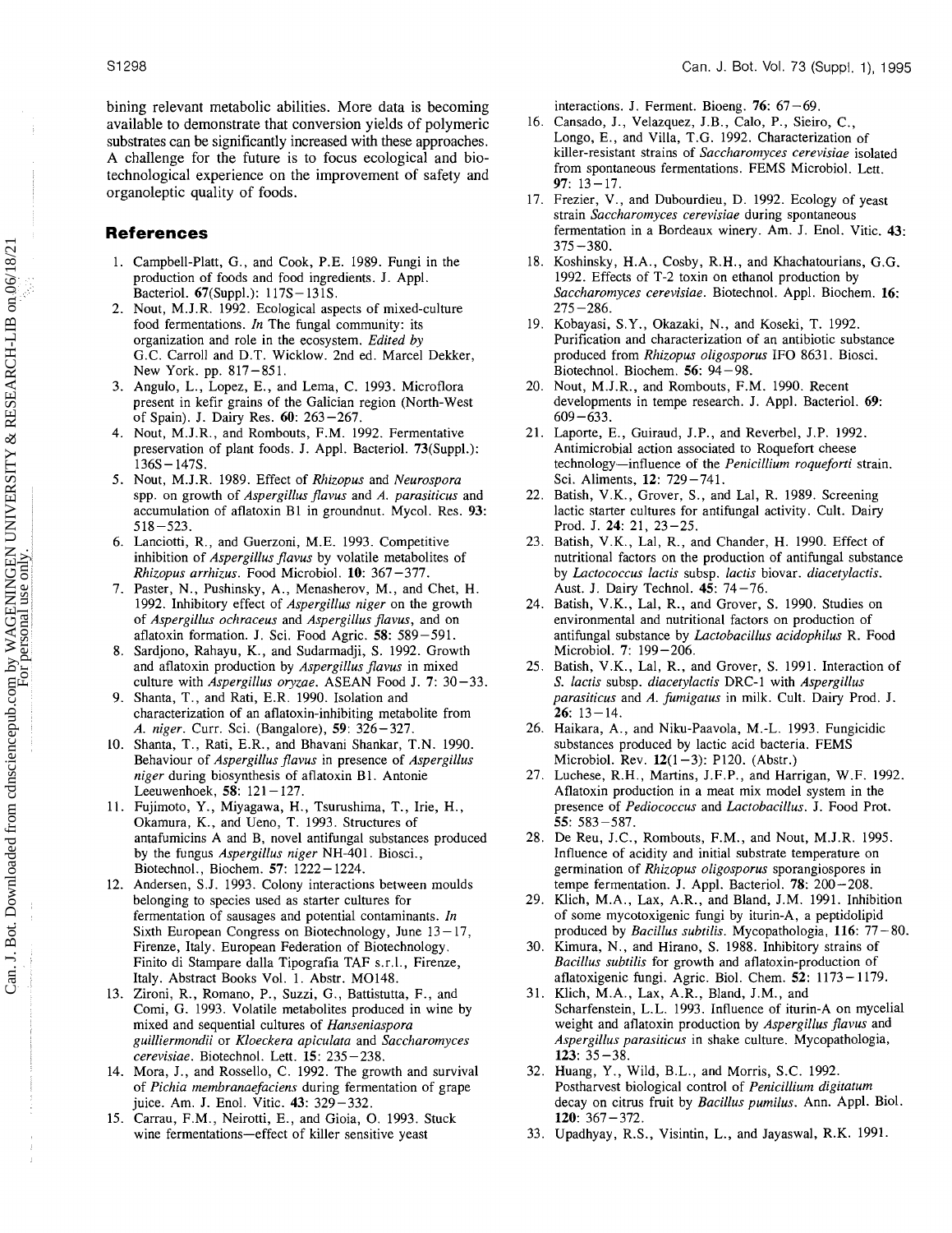bining relevant metabolic abilities. More data is becoming available to demonstrate that conversion yields of polymeric substrates can be significantly increased with these approaches. A challenge for the future is to focus ecological and biotechnological experience on the improvement of safety and organoleptic quality of foods.

## References

1. Campbell-Platt, G., and Cook, P.E. 1989. Fungi in the production of foods and food ingredients. J. Appl. Bacteriol. **67**(Suppl.): 117S–131S.
2. Nout, M.J.R. 1992. Ecological aspects of mixed-culture food fermentations. *In* The fungal community: its organization and role in the ecosystem. *Edited by* G.C. Carroll and D.T. Wicklow. 2nd ed. Marcel Dekker, New York. pp. 817–851.
3. Angulo, L., Lopez, E., and Lema, C. 1993. Microflora present in kefir grains of the Galician region (North-West of Spain). J. Dairy Res. **60**: 263–267.
4. Nout, M.J.R., and Rombouts, F.M. 1992. Fermentative preservation of plant foods. J. Appl. Bacteriol. **73**(Suppl.): 136S–147S.
5. Nout, M.J.R. 1989. Effect of *Rhizopus* and *Neurospora* spp. on growth of *Aspergillus flavus* and *A. parasiticus* and accumulation of aflatoxin B1 in groundnut. Mycol. Res. **93**: 518–523.
6. Lanciotti, R., and Guerzoni, M.E. 1993. Competitive inhibition of *Aspergillus flavus* by volatile metabolites of *Rhizopus arrhizus*. Food Microbiol. **10**: 367–377.
7. Paster, N., Pushinsky, A., Menasherov, M., and Chet, H. 1992. Inhibitory effect of *Aspergillus niger* on the growth of *Aspergillus ochraceus* and *Aspergillus flavus*, and on aflatoxin formation. J. Sci. Food Agric. **58**: 589–591.
8. Sardjono, Rahayu, K., and Sudarmadji, S. 1992. Growth and aflatoxin production by *Aspergillus flavus* in mixed culture with *Aspergillus oryzae*. ASEAN Food J. **7**: 30–33.
9. Shanta, T., and Rati, E.R. 1990. Isolation and characterization of an aflatoxin-inhibiting metabolite from *A. niger*. Curr. Sci. (Bangalore), **59**: 326–327.
10. Shanta, T., Rati, E.R., and Bhavani Shankar, T.N. 1990. Behaviour of *Aspergillus flavus* in presence of *Aspergillus niger* during biosynthesis of aflatoxin B1. Antonie Leeuwenhoek, **58**: 121–127.
11. Fujimoto, Y., Miyagawa, H., Tsurushima, T., Irie, H., Okamura, K., and Ueno, T. 1993. Structures of antafumicins A and B, novel antifungal substances produced by the fungus *Aspergillus niger* NH-401. Biosci., Biotechnol., Biochem. **57**: 1222–1224.
12. Andersen, S.J. 1993. Colony interactions between moulds belonging to species used as starter cultures for fermentation of sausages and potential contaminants. *In* Sixth European Congress on Biotechnology, June 13–17, Firenze, Italy. European Federation of Biotechnology. Finito di Stampare dalla Tipografia TAF s.r.l., Firenze, Italy. Abstract Books Vol. 1. Abstr. MO148.
13. Zironi, R., Romano, P., Suzzi, G., Battistutta, F., and Comi, G. 1993. Volatile metabolites produced in wine by mixed and sequential cultures of *Hanseniaspora guilliermondii* or *Kloeckera apiculata* and *Saccharomyces cerevisiae*. Biotechnol. Lett. **15**: 235–238.
14. Mora, J., and Rossello, C. 1992. The growth and survival of *Pichia membranaefaciens* during fermentation of grape juice. Am. J. Enol. Vitic. **43**: 329–332.
15. Carrau, F.M., Neirotti, E., and Gioia, O. 1993. Stuck wine fermentations—effect of killer sensitive yeast interactions. J. Ferment. Bioeng. **76**: 67–69.
16. Cansado, J., Velazquez, J.B., Calo, P., Sieiro, C., Longo, E., and Villa, T.G. 1992. Characterization of killer-resistant strains of *Saccharomyces cerevisiae* isolated from spontaneous fermentations. FEMS Microbiol. Lett. **97**: 13–17.
17. Frezier, V., and Dubourdieu, D. 1992. Ecology of yeast strain *Saccharomyces cerevisiae* during spontaneous fermentation in a Bordeaux winery. Am. J. Enol. Vitic. **43**: 375–380.
18. Koshinsky, H.A., Cosby, R.H., and Khachatourians, G.G. 1992. Effects of T-2 toxin on ethanol production by *Saccharomyces cerevisiae*. Biotechnol. Appl. Biochem. **16**: 275–286.
19. Kobayasi, S.Y., Okazaki, N., and Koseki, T. 1992. Purification and characterization of an antibiotic substance produced from *Rhizopus oligosporus* IFO 8631. Biosci. Biotechnol. Biochem. **56**: 94–98.
20. Nout, M.J.R., and Rombouts, F.M. 1990. Recent developments in tempe research. J. Appl. Bacteriol. **69**: 609–633.
21. Laporte, E., Guiraud, J.P., and Reverbel, J.P. 1992. Antimicrobial action associated to Roquefort cheese technology—influence of the *Penicillium roqueforti* strain. Sci. Aliments, **12**: 729–741.
22. Batish, V.K., Grover, S., and Lal, R. 1989. Screening lactic starter cultures for antifungal activity. Cult. Dairy Prod. J. **24**: 21, 23–25.
23. Batish, V.K., Lal, R., and Chander, H. 1990. Effect of nutritional factors on the production of antifungal substance by *Lactococcus lactis* subsp. *lactis* biovar. *diacetylactis*. Aust. J. Dairy Technol. **45**: 74–76.
24. Batish, V.K., Lal, R., and Grover, S. 1990. Studies on environmental and nutritional factors on production of antifungal substance by *Lactobacillus acidophilus* R. Food Microbiol. **7**: 199–206.
25. Batish, V.K., Lal, R., and Grover, S. 1991. Interaction of *S. lactis* subsp. *diacetylactis* DRC-1 with *Aspergillus parasiticus* and *A. fumigatus* in milk. Cult. Dairy Prod. J. **26**: 13–14.
26. Haikara, A., and Niku-Paavola, M.-L. 1993. Fungicidic substances produced by lactic acid bacteria. FEMS Microbiol. Rev. **12**(1–3): P120. (Abstr.)
27. Luchese, R.H., Martins, J.F.P., and Harrigan, W.F. 1992. Aflatoxin production in a meat mix model system in the presence of *Pediococcus* and *Lactobacillus*. J. Food Prot. **55**: 583–587.
28. De Reu, J.C., Rombouts, F.M., and Nout, M.J.R. 1995. Influence of acidity and initial substrate temperature on germination of *Rhizopus oligosporus* sporangiospores in tempe fermentation. J. Appl. Bacteriol. **78**: 200–208.
29. Klich, M.A., Lax, A.R., and Bland, J.M. 1991. Inhibition of some mycotoxigenic fungi by iturin-A, a peptidolipid produced by *Bacillus subtilis*. Mycopathologia, **116**: 77–80.
30. Kimura, N., and Hirano, S. 1988. Inhibitory strains of *Bacillus subtilis* for growth and aflatoxin-production of aflatoxigenic fungi. Agric. Biol. Chem. **52**: 1173–1179.
31. Klich, M.A., Lax, A.R., Bland, J.M., and Scharfenstein, L.L. 1993. Influence of iturin-A on mycelial weight and aflatoxin production by *Aspergillus flavus* and *Aspergillus parasiticus* in shake culture. Mycopathologia, **123**: 35–38.
32. Huang, Y., Wild, B.L., and Morris, S.C. 1992. Postharvest biological control of *Penicillium digitatum* decay on citrus fruit by *Bacillus pumilus*. Ann. Appl. Biol. **120**: 367–372.
33. Upadhyay, R.S., Visintin, L., and Jayaswal, R.K. 1991.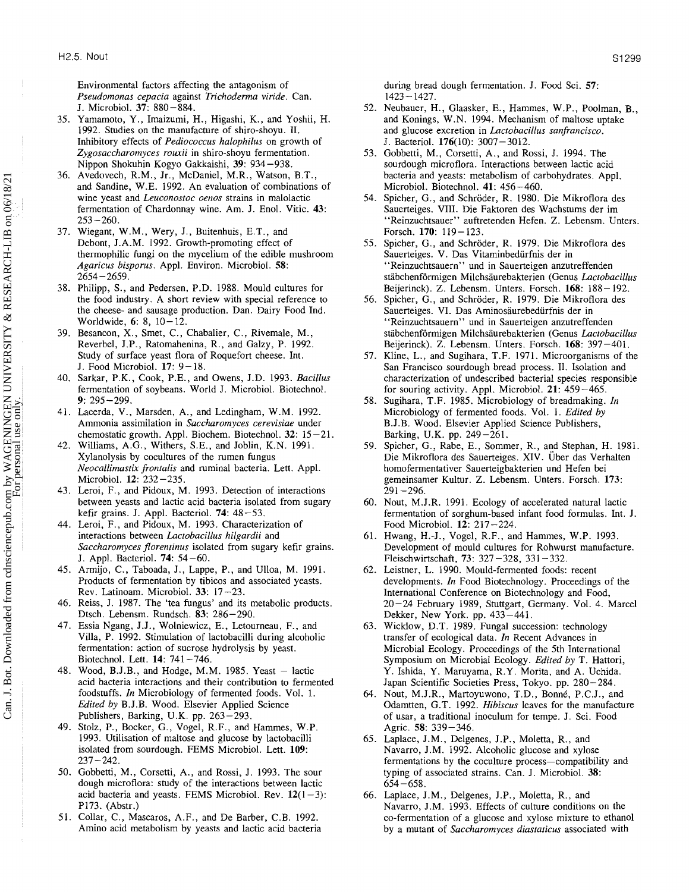Environmental factors affecting the antagonism of *Pseudomonas cepacia* against *Trichoderma viride*. Can. J. Microbiol. **37**: 880–884.

35. Yamamoto, Y., Imaizumi, H., Higashi, K., and Yoshii, H. 1992. Studies on the manufacture of shiro-shoyu. II. Inhibitory effects of *Pediococcus halophilus* on growth of *Zygosaccharomyces rouxii* in shiro-shoyu fermentation. Nippon Shokuhin Kogyo Gakkaishi, **39**: 934–938.
36. Avedovech, R.M., Jr., McDaniel, M.R., Watson, B.T., and Sandine, W.E. 1992. An evaluation of combinations of wine yeast and *Leuconostoc oenos* strains in malolactic fermentation of Chardonnay wine. Am. J. Enol. Vitic. **43**: 253–260.
37. Wiegant, W.M., Wery, J., Buitenhuis, E.T., and Debont, J.A.M. 1992. Growth-promoting effect of thermophilic fungi on the mycelium of the edible mushroom *Agaricus bisporus*. Appl. Environ. Microbiol. **58**: 2654–2659.
38. Philipp, S., and Pedersen, P.D. 1988. Mould cultures for the food industry. A short review with special reference to the cheese- and sausage production. Dan. Dairy Food Ind. Worldwide, **6**: 8, 10–12.
39. Besancon, X., Smet, C., Chabalier, C., Rivemale, M., Reverbel, J.P., Ratomahenina, R., and Galzy, P. 1992. Study of surface yeast flora of Roquefort cheese. Int. J. Food Microbiol. **17**: 9–18.
40. Sarkar, P.K., Cook, P.E., and Owens, J.D. 1993. *Bacillus* fermentation of soybeans. World J. Microbiol. Biotechnol. **9**: 295–299.
41. Lacerda, V., Marsden, A., and Ledingham, W.M. 1992. Ammonia assimilation in *Saccharomyces cerevisiae* under chemostatic growth. Appl. Biochem. Biotechnol. **32**: 15–21.
42. Williams, A.G., Withers, S.E., and Joblin, K.N. 1991. Xylanolysis by cocultures of the rumen fungus *Neocallimastix frontalis* and ruminal bacteria. Lett. Appl. Microbiol. **12**: 232–235.
43. Leroi, F., and Pidoux, M. 1993. Detection of interactions between yeasts and lactic acid bacteria isolated from sugary kefir grains. J. Appl. Bacteriol. **74**: 48–53.
44. Leroi, F., and Pidoux, M. 1993. Characterization of interactions between *Lactobacillus hilgardii* and *Saccharomyces florentinus* isolated from sugary kefir grains. J. Appl. Bacteriol. **74**: 54–60.
45. Armijo, C., Taboada, J., Lappe, P., and Ulloa, M. 1991. Products of fermentation by tibicos and associated yeasts. Rev. Latinoam. Microbiol. **33**: 17–23.
46. Reiss, J. 1987. The 'tea fungus' and its metabolic products. Dtsch. Lebensm. Rundsch. **83**: 286–290.
47. Essia Ngang, J.J., Wolniewicz, E., Letourneau, F., and Villa, P. 1992. Stimulation of lactobacilli during alcoholic fermentation: action of sucrose hydrolysis by yeast. Biotechnol. Lett. **14**: 741–746.
48. Wood, B.J.B., and Hodge, M.M. 1985. Yeast – lactic acid bacteria interactions and their contribution to fermented foodstuffs. *In* Microbiology of fermented foods. Vol. 1. *Edited by* B.J.B. Wood. Elsevier Applied Science Publishers, Barking, U.K. pp. 263–293.
49. Stolz, P., Bocker, G., Vogel, R.F., and Hammes, W.P. 1993. Utilisation of maltose and glucose by lactobacilli isolated from sourdough. FEMS Microbiol. Lett. **109**: 237–242.
50. Gobbetti, M., Corsetti, A., and Rossi, J. 1993. The sour dough microflora: study of the interactions between lactic acid bacteria and yeasts. FEMS Microbiol. Rev. **12**(1–3): P173. (Abstr.)
51. Collar, C., Mascaros, A.F., and De Barber, C.B. 1992. Amino acid metabolism by yeasts and lactic acid bacteria during bread dough fermentation. J. Food Sci. **57**: 1423–1427.
52. Neubauer, H., Glaasker, E., Hammes, W.P., Poolman, B., and Konings, W.N. 1994. Mechanism of maltose uptake and glucose excretion in *Lactobacillus sanfrancisco*. J. Bacteriol. **176**(10): 3007–3012.
53. Gobbetti, M., Corsetti, A., and Rossi, J. 1994. The sourdough microflora. Interactions between lactic acid bacteria and yeasts: metabolism of carbohydrates. Appl. Microbiol. Biotechnol. **41**: 456–460.
54. Spicher, G., and Schröder, R. 1980. Die Mikroflora des Sauerteiges. VIII. Die Faktoren des Wachstums der im "Reinzuchtsauer" auftretenden Hefen. Z. Lebensm. Unters. Forsch. **170**: 119–123.
55. Spicher, G., and Schröder, R. 1979. Die Mikroflora des Sauerteiges. V. Das Vitaminbedürfnis der in "Reinzuchtsauern" und in Sauerteigen anzutreffenden stäbchenförmigen Milchsäurebakterien (Genus *Lactobacillus* Beijerinck). Z. Lebensm. Unters. Forsch. **168**: 188–192.
56. Spicher, G., and Schröder, R. 1979. Die Mikroflora des Sauerteiges. VI. Das Aminosäurebedürfnis der in "Reinzuchtsauern" und in Sauerteigen anzutreffenden stäbchenförmigen Milchsäurebakterien (Genus *Lactobacillus* Beijerinck). Z. Lebensm. Unters. Forsch. **168**: 397–401.
57. Kline, L., and Sugihara, T.F. 1971. Microorganisms of the San Francisco sourdough bread process. II. Isolation and characterization of undescribed bacterial species responsible for souring activity. Appl. Microbiol. **21**: 459–465.
58. Sugihara, T.F. 1985. Microbiology of breadmaking. *In* Microbiology of fermented foods. Vol. 1. *Edited by* B.J.B. Wood. Elsevier Applied Science Publishers, Barking, U.K. pp. 249–261.
59. Spicher, G., Rabe, E., Sommer, R., and Stephan, H. 1981. Die Mikroflora des Sauerteiges. XIV. Über das Verhalten homofermentativer Sauerteigbakterien und Hefen bei gemeinsamer Kultur. Z. Lebensm. Unters. Forsch. **173**: 291–296.
60. Nout, M.J.R. 1991. Ecology of accelerated natural lactic fermentation of sorghum-based infant food formulas. Int. J. Food Microbiol. **12**: 217–224.
61. Hwang, H.-J., Vogel, R.F., and Hammes, W.P. 1993. Development of mould cultures for Rohwurst manufacture. Fleischwirtschaft, **73**: 327–328, 331–332.
62. Leistner, L. 1990. Mould-fermented foods: recent developments. *In* Food Biotechnology. Proceedings of the International Conference on Biotechnology and Food, 20–24 February 1989, Stuttgart, Germany. Vol. 4. Marcel Dekker, New York. pp. 433–441.
63. Wicklow, D.T. 1989. Fungal succession: technology transfer of ecological data. *In* Recent Advances in Microbial Ecology. Proceedings of the 5th International Symposium on Microbial Ecology. *Edited by* T. Hattori, Y. Ishida, Y. Maruyama, R.Y. Morita, and A. Uchida. Japan Scientific Societies Press, Tokyo. pp. 280–284.
64. Nout, M.J.R., Martoyuwono, T.D., Bonné, P.C.J., and Odamtten, G.T. 1992. *Hibiscus* leaves for the manufacture of usar, a traditional inoculum for tempe. J. Sci. Food Agric. **58**: 339–346.
65. Laplace, J.M., Delgenes, J.P., Moletta, R., and Navarro, J.M. 1992. Alcoholic glucose and xylose fermentations by the coculture process—compatibility and typing of associated strains. Can. J. Microbiol. **38**: 654–658.
66. Laplace, J.M., Delgenes, J.P., Moletta, R., and Navarro, J.M. 1993. Effects of culture conditions on the co-fermentation of a glucose and xylose mixture to ethanol by a mutant of *Saccharomyces diastaticus* associated with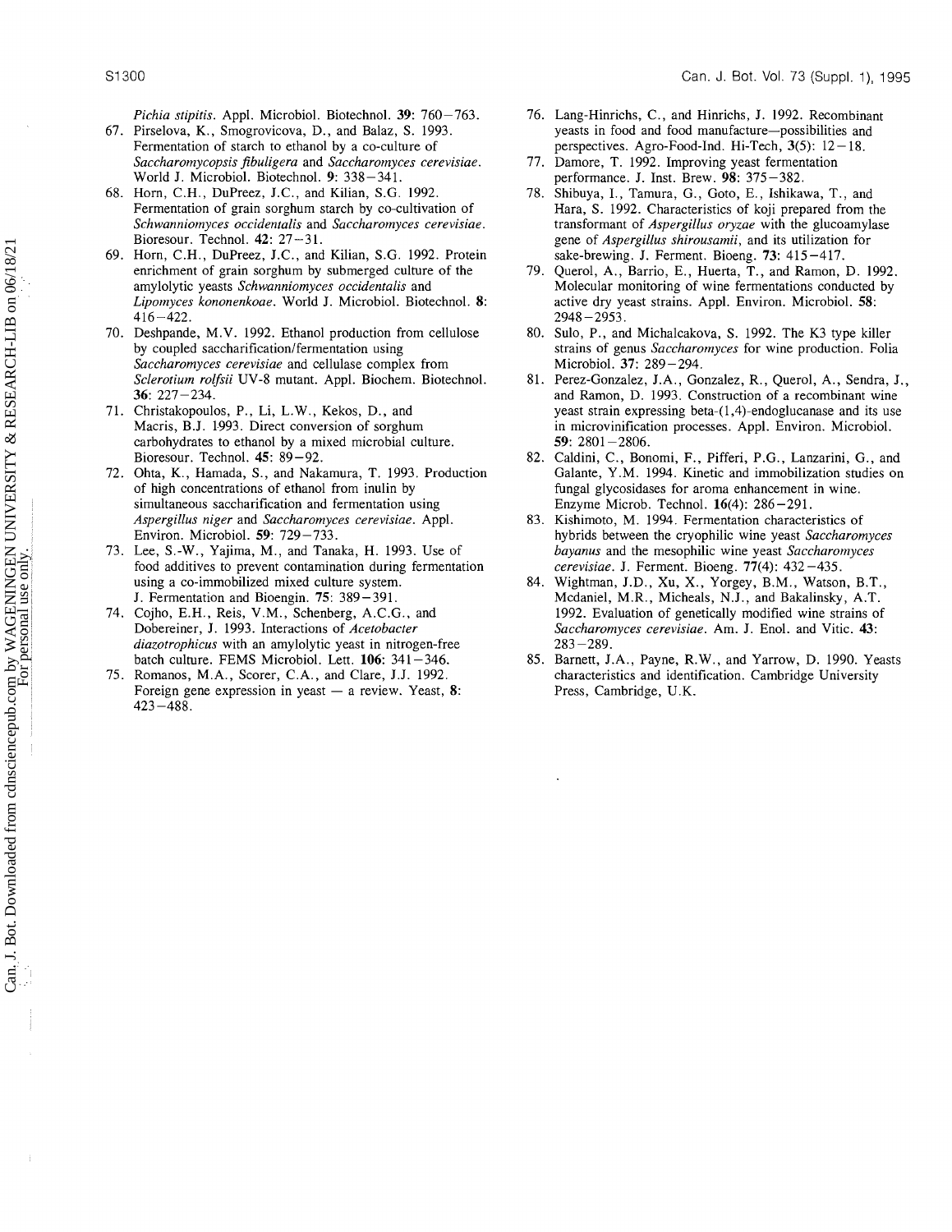*Pichia stipitis*. Appl. Microbiol. Biotechnol. **39**: 760–763.

67. Pirselova, K., Smogrovicova, D., and Balaz, S. 1993. Fermentation of starch to ethanol by a co-culture of *Saccharomycopsis fibuligera* and *Saccharomyces cerevisiae*. World J. Microbiol. Biotechnol. **9**: 338–341.
68. Horn, C.H., DuPreez, J.C., and Kilian, S.G. 1992. Fermentation of grain sorghum starch by co-cultivation of *Schwanniomyces occidentalis* and *Saccharomyces cerevisiae*. Bioresour. Technol. **42**: 27–31.
69. Horn, C.H., DuPreez, J.C., and Kilian, S.G. 1992. Protein enrichment of grain sorghum by submerged culture of the amylolytic yeasts *Schwanniomyces occidentalis* and *Lipomyces kononenkoae*. World J. Microbiol. Biotechnol. **8**: 416–422.
70. Deshpande, M.V. 1992. Ethanol production from cellulose by coupled saccharification/fermentation using *Saccharomyces cerevisiae* and cellulase complex from *Sclerotium rolfsii* UV-8 mutant. Appl. Biochem. Biotechnol. **36**: 227–234.
71. Christakopoulos, P., Li, L.W., Kekos, D., and Macris, B.J. 1993. Direct conversion of sorghum carbohydrates to ethanol by a mixed microbial culture. Bioresour. Technol. **45**: 89–92.
72. Ohta, K., Hamada, S., and Nakamura, T. 1993. Production of high concentrations of ethanol from inulin by simultaneous saccharification and fermentation using *Aspergillus niger* and *Saccharomyces cerevisiae*. Appl. Environ. Microbiol. **59**: 729–733.
73. Lee, S.-W., Yajima, M., and Tanaka, H. 1993. Use of food additives to prevent contamination during fermentation using a co-immobilized mixed culture system. J. Fermentation and Bioengin. **75**: 389–391.
74. Cojho, E.H., Reis, V.M., Schenberg, A.C.G., and Dobereiner, J. 1993. Interactions of *Acetobacter diazotrophicus* with an amylolytic yeast in nitrogen-free batch culture. FEMS Microbiol. Lett. **106**: 341–346.
75. Romanos, M.A., Scorer, C.A., and Clare, J.J. 1992. Foreign gene expression in yeast — a review. Yeast, **8**: 423–488.
76. Lang-Hinrichs, C., and Hinrichs, J. 1992. Recombinant yeasts in food and food manufacture—possibilities and perspectives. Agro-Food-Ind. Hi-Tech, **3**(5): 12–18.
77. Damore, T. 1992. Improving yeast fermentation performance. J. Inst. Brew. **98**: 375–382.
78. Shibuya, I., Tamura, G., Goto, E., Ishikawa, T., and Hara, S. 1992. Characteristics of koji prepared from the transformant of *Aspergillus oryzae* with the glucoamylase gene of *Aspergillus shirousamii*, and its utilization for sake-brewing. J. Ferment. Bioeng. **73**: 415–417.
79. Querol, A., Barrio, E., Huerta, T., and Ramon, D. 1992. Molecular monitoring of wine fermentations conducted by active dry yeast strains. Appl. Environ. Microbiol. **58**: 2948–2953.
80. Sulo, P., and Michalcakova, S. 1992. The K3 type killer strains of genus *Saccharomyces* for wine production. Folia Microbiol. **37**: 289–294.
81. Perez-Gonzalez, J.A., Gonzalez, R., Querol, A., Sendra, J., and Ramon, D. 1993. Construction of a recombinant wine yeast strain expressing beta-(1,4)-endoglucanase and its use in microvinification processes. Appl. Environ. Microbiol. **59**: 2801–2806.
82. Caldini, C., Bonomi, F., Pifferi, P.G., Lanzarini, G., and Galante, Y.M. 1994. Kinetic and immobilization studies on fungal glycosidases for aroma enhancement in wine. Enzyme Microb. Technol. **16**(4): 286–291.
83. Kishimoto, M. 1994. Fermentation characteristics of hybrids between the cryophilic wine yeast *Saccharomyces bayanus* and the mesophilic wine yeast *Saccharomyces cerevisiae*. J. Ferment. Bioeng. **77**(4): 432–435.
84. Wightman, J.D., Xu, X., Yorgey, B.M., Watson, B.T., Mcdaniel, M.R., Micheals, N.J., and Bakalinsky, A.T. 1992. Evaluation of genetically modified wine strains of *Saccharomyces cerevisiae*. Am. J. Enol. and Vitic. **43**: 283–289.
85. Barnett, J.A., Payne, R.W., and Yarrow, D. 1990. Yeasts characteristics and identification. Cambridge University Press, Cambridge, U.K.